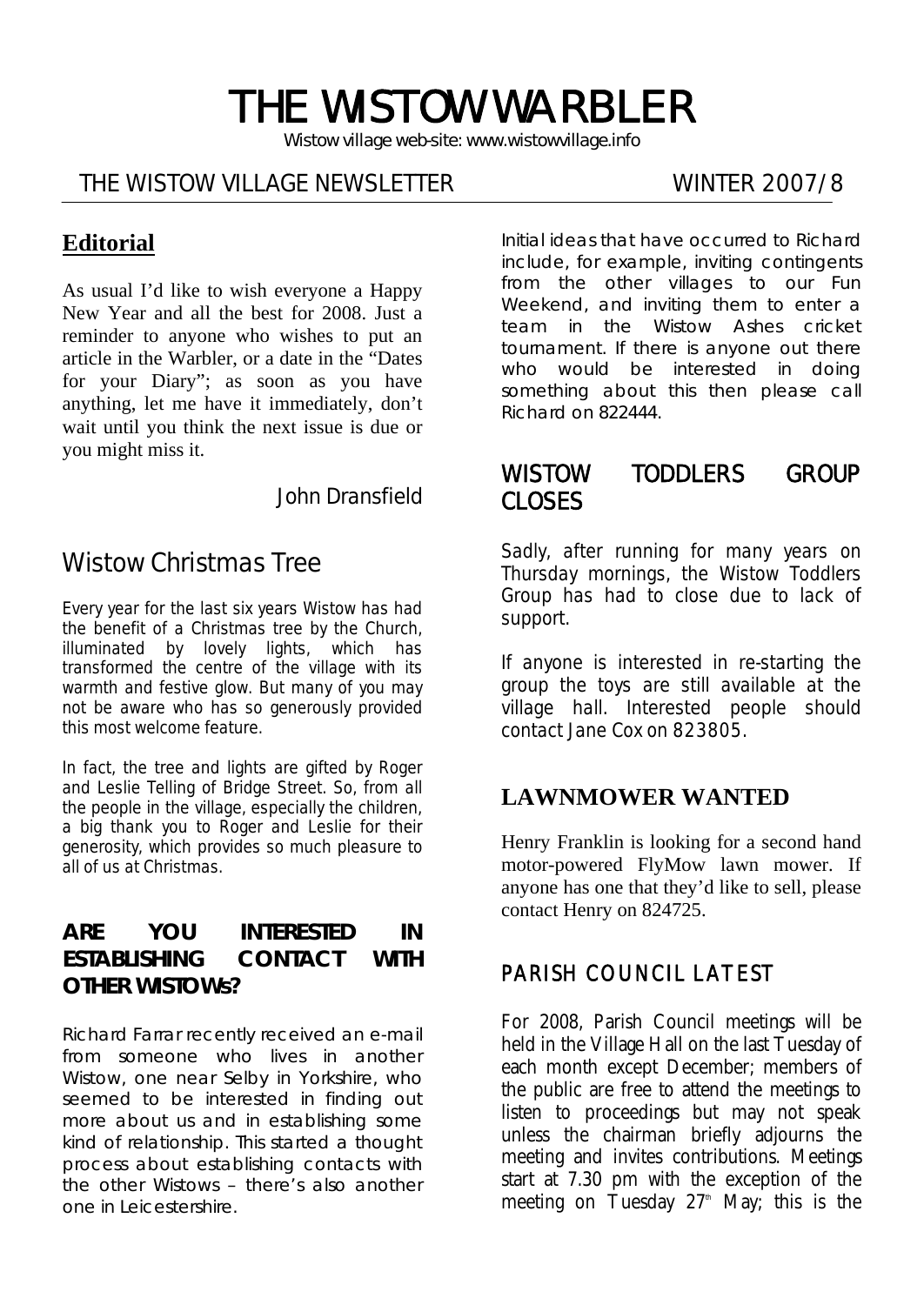# THE WISTOW WARBLER

Wistow village web-site: www.wistowvillage.info

THE WISTOW VILLAGE NEWSLETTER WINTER 2007/8

## Editorial

As usual I'd like to wish everyone a Happy New Year and all the best for 2008. Just a reminder to anyone who wishes to put an article in the Warbler, or a date in the "Dates for your Diary"; as soon as you have anything, let me have it immediately, don't wait until you think the next issue is due or you might miss it.

John Dransfield

## Wistow Christmas Tree

Every year for the last six years Wistow has had the benefit of a Christmas tree by the Church, illuminated by lovely lights, which has transformed the centre of the village with its warmth and festive glow. But many of you may not be aware who has so generously provided this most welcome feature.

In fact, the tree and lights are gifted by Roger and Leslie Telling of Bridge Street. So, from all the people in the village, especially the children, a big thank you to Roger and Leslie for their generosity, which provides so much pleasure to all of us at Christmas.

## ARE YOU INTERESTED IN ESTABLISHING CONTACT WITH OTHER WISTOWs?

Richard Farrar recently received an e-mail from someone who lives in another Wistow, one near Selby in Yorkshire, who seemed to be interested in finding out more about us and in establishing some kind of relationship. This started a thought process about establishing contacts with the other Wistows – there's also another one in Leicestershire.

Initial ideas that have occurred to Richard include, for example, inviting contingents from the other villages to our Fun Weekend, and inviting them to enter a team in the Wistow Ashes cricket tournament. If there is anyone out there who would be interested in doing something about this then please call Richard on 822444.

## WISTOW TODDLERS GROUP CLOSES

Sadly, after running for many years on Thursday mornings, the Wistow Toddlers Group has had to close due to lack of support.

If anyone is interested in re-starting the group the toys are still available at the village hall. Interested people should contact Jane Cox on 823805.

## LAWNMOWER WANTED

Henry Franklin is looking for a second hand motor-powered FlyMow lawn mower. If anyone has one that they'd like to sell, please contact Henry on 824725.

## PARISH COUNCIL LATEST

For 2008, Parish Council meetings will be held in the Village Hall on the last Tuesday of each month except December; members of the public are free to attend the meetings to listen to proceedings but may not speak unless the chairman briefly adjourns the meeting and invites contributions. Meetings start at 7.30 pm with the exception of the meeting on Tuesday 27th May; this is the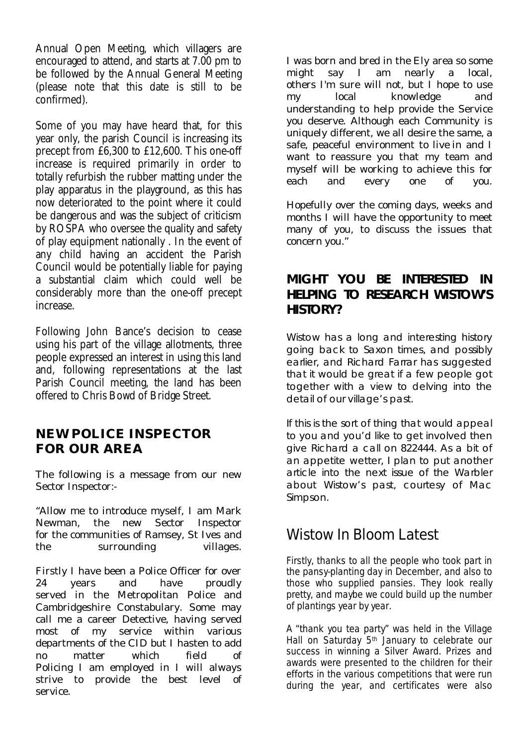Annual Open Meeting, which villagers are encouraged to attend, and starts at 7.00 pm to be followed by the Annual General Meeting (please note that this date is still to be confirmed).

Some of you may have heard that, for this year only, the parish Council is increasing its precept from £6,300 to £12,600. This one-off increase is required primarily in order to totally refurbish the rubber matting under the play apparatus in the playground, as this has now deteriorated to the point where it could be dangerous and was the subject of criticism by ROSPA who oversee the quality and safety of play equipment nationally . In the event of any child having an accident the Parish Council would be potentially liable for paying a substantial claim which could well be considerably more than the one-off precept increase.

Following John Bance's decision to cease using his part of the village allotments, three people expressed an interest in using this land and, following representations at the last Parish Council meeting, the land has been offered to Chris Bowd of Bridge Street.

## NEW POLICE INSPECTOR FOR OUR AREA

The following is a message from our new Sector Inspector:-

"Allow me to introduce myself, I am Mark Newman, the new Sector Inspector for the communities of Ramsey, St Ives and the surrounding villages.

Firstly I have been a Police Officer for over 24 years and have proudly served in the Metropolitan Police and Cambridgeshire Constabulary. Some may call me a career Detective, having served most of my service within various departments of the CID but I hasten to add no matter which field of Policing I am employed in I will always strive to provide the best level of service.

I was born and bred in the Ely area so some might say I am nearly a local, others I'm sure will not, but I hope to use my local knowledge and understanding to help provide the Service you deserve. Although each Community is uniquely different, we all desire the same, a safe, peaceful environment to live in and I want to reassure you that my team and myself will be working to achieve this for each and every one of you.

Hopefully over the coming days, weeks and months I will have the opportunity to meet many of you, to discuss the issues that concern you."

## MIGHT YOU BE INTERESTED IN HELPING TO RESEARCH WISTOW'S HISTORY?

Wistow has a long and interesting history going back to Saxon times, and possibly earlier, and Richard Farrar has suggested that it would be great if a few people got together with a view to delving into the detail of our village's past.

If this is the sort of thing that would appeal to you and you'd like to get involved then give Richard a call on 822444. As a bit of an appetite wetter, I plan to put another article into the next issue of the Warbler about Wistow's past, courtesy of Mac Simpson.

## Wistow In Bloom Latest

Firstly, thanks to all the people who took part in the pansy-planting day in December, and also to those who supplied pansies. They look really pretty, and maybe we could build up the number of plantings year by year.

A "thank you tea party" was held in the Village Hall on Saturday 5th January to celebrate our success in winning a Silver Award. Prizes and awards were presented to the children for their efforts in the various competitions that were run during the year, and certificates were also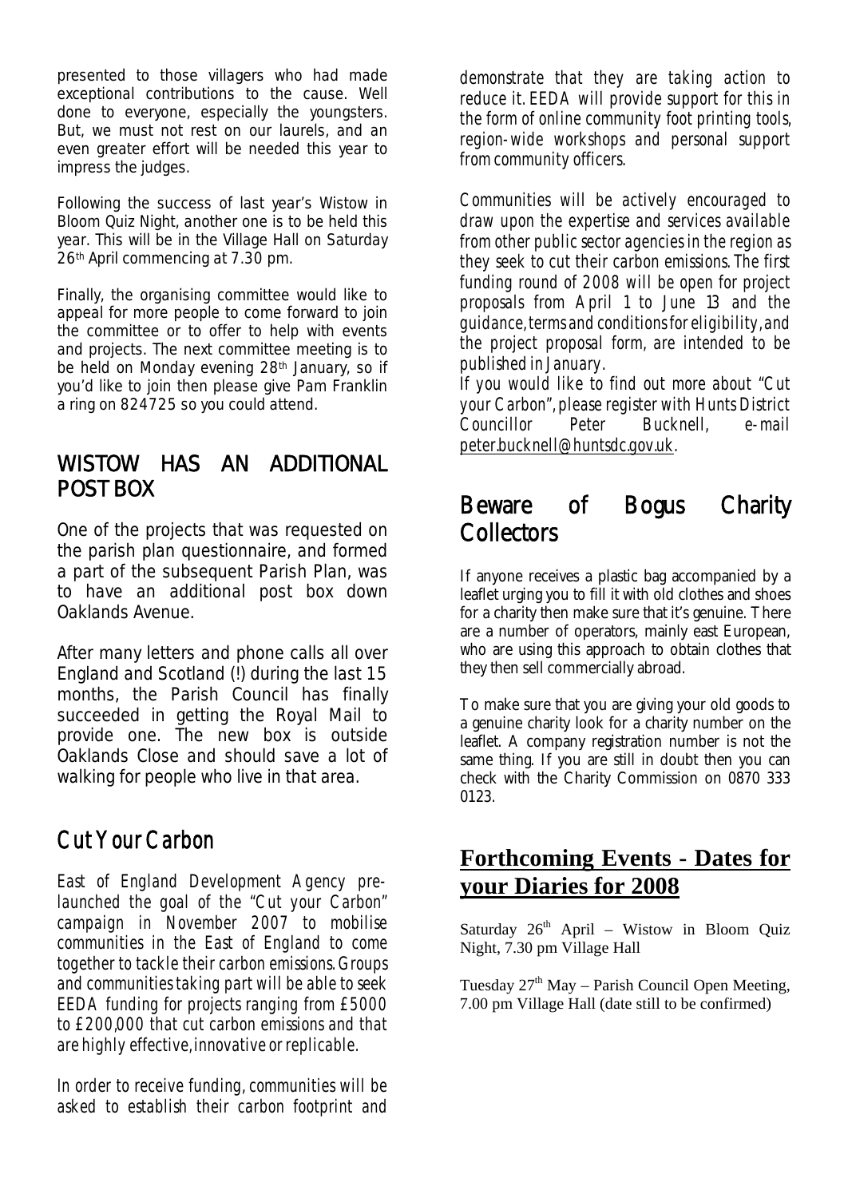presented to those villagers who had made exceptional contributions to the cause. Well done to everyone, especially the youngsters. But, we must not rest on our laurels, and an even greater effort will be needed this year to impress the judges.

Following the success of last year's Wistow in Bloom Quiz Night, another one is to be held this year. This will be in the Village Hall on Saturday 26th April commencing at 7.30 pm.

Finally, the organising committee would like to appeal for more people to come forward to join the committee or to offer to help with events and projects. The next committee meeting is to be held on Monday evening 28th January, so if you'd like to join then please give Pam Franklin a ring on 824725 so you could attend.

## WISTOW HAS AN ADDITIONAL POST BOX

One of the projects that was requested on the parish plan questionnaire, and formed a part of the subsequent Parish Plan, was to have an additional post box down Oaklands Avenue.

After many letters and phone calls all over England and Scotland (!) during the last 15 months, the Parish Council has finally succeeded in getting the Royal Mail to provide one. The new box is outside Oaklands Close and should save a lot of walking for people who live in that area.

## Cut Your Carbon

*East of England Development Agency pre-launched the goal of the "Cut your Carbon" campaign in November 2007 to mobilise communities in the East of England to come together to tackle their carbon emissions. Groups and communities taking part will be able to seek EEDA funding for projects ranging from £5000 to £200,000 that cut carbon emissions and that are highly effective, innovative or replicable.*

*In order to receive funding, communities will be asked to establish their carbon footprint and demonstrate that they are taking action to reduce it. EEDA will provide support for this in the form of online community foot printing tools, region-wide workshops and personal support from community officers.*

*Communities will be actively encouraged to draw upon the expertise and services available from other public sector agencies in the region as they seek to cut their carbon emissions. The first funding round of 2008 will be open for project proposals from April 1 to June 13 and the guidance, terms and conditions for eligibility, and the project proposal form, are intended to be published in January.*

*If you would like to find out more about "Cut your Carbon", please register with Hunts District Councillor Peter Bucknell, e-mail peter.bucknell@huntsdc.gov.uk.*

## Beware of Bogus Charity Collectors

If anyone receives a plastic bag accompanied by a leaflet urging you to fill it with old clothes and shoes for a charity then make sure that it's genuine. There are a number of operators, mainly east European, who are using this approach to obtain clothes that they then sell commercially abroad.

To make sure that you are giving your old goods to a genuine charity look for a charity number on the leaflet. A company registration number is not the same thing. If you are still in doubt then you can check with the Charity Commission on 0870 333 0123.

## Forthcoming Events - Dates for your Diaries for 2008

Saturday 26th April – Wistow in Bloom Quiz Night, 7.30 pm Village Hall

Tuesday 27th May – Parish Council Open Meeting, 7.00 pm Village Hall (date still to be confirmed)